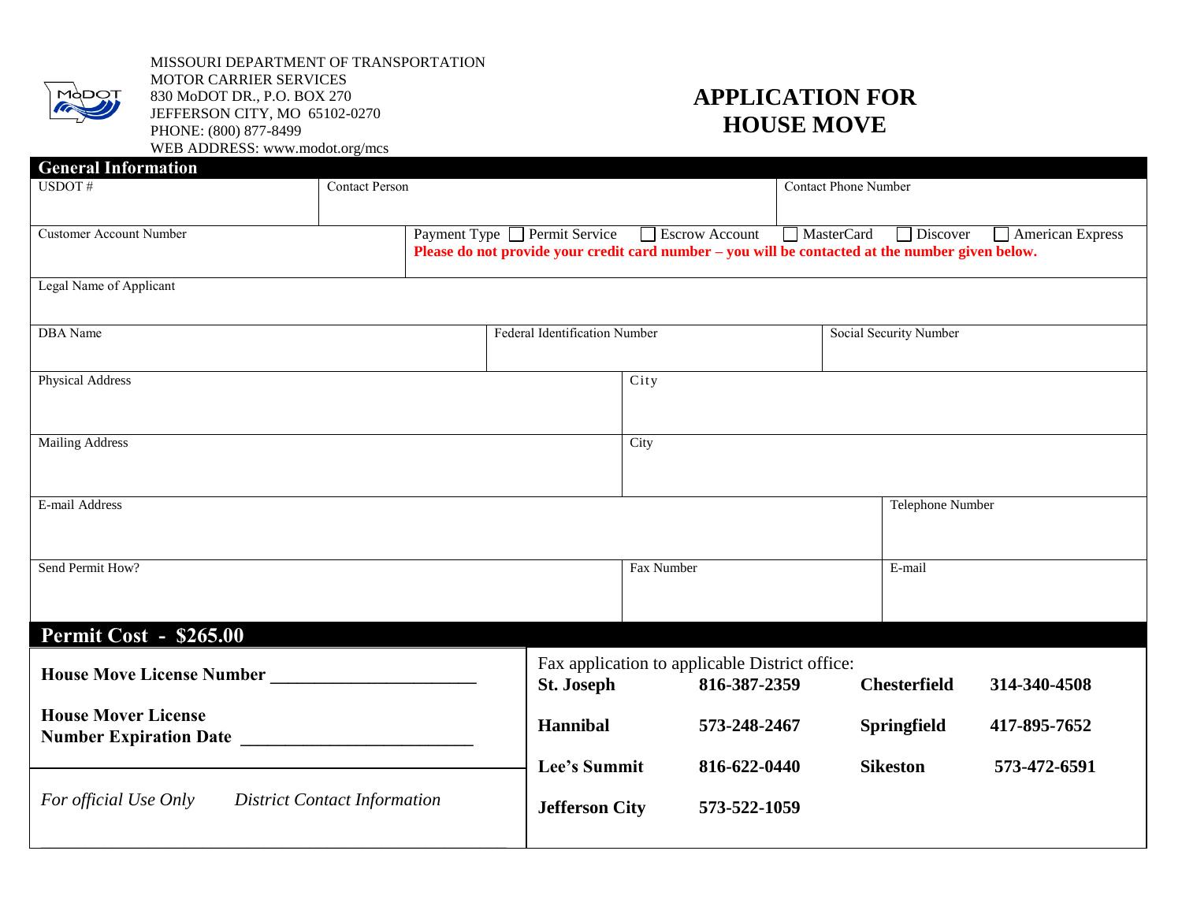MISSOURI DEPARTMENT OF TRANSPORTATION
MOTOR CARRIER SERVICES
830 MoDOT DR., P.O. BOX 270
JEFFERSON CITY, MO 65102-0270
PHONE: (800) 877-8499
WEB ADDRESS: www.modot.org/mcs

# APPLICATION FOR HOUSE MOVE

## General Information

| USDOT # | Contact Person | Contact Phone Number |
|---|---|---|
| | | |

| Customer Account Number | Payment Type ☐ Permit Service ☐ Escrow Account ☐ MasterCard ☐ Discover ☐ American Express |
|---|---|
| | **Please do not provide your credit card number – you will be contacted at the number given below.** |

| Legal Name of Applicant |
|---|
| |

| DBA Name | Federal Identification Number | Social Security Number |
|---|---|---|
| | | |

| Physical Address | City |
|---|---|
| | |

| Mailing Address | City |
|---|---|
| | |

| E-mail Address | Telephone Number |
|---|---|
| | |

| Send Permit How? | Fax Number | E-mail |
|---|---|---|
| | | |

## Permit Cost - $265.00

**House Move License Number** ______________________

**House Mover License Number Expiration Date** ________________________

*For official Use Only* *District Contact Information*

Fax application to applicable District office:

| District | Fax | District | Fax |
|---|---|---|---|
| **St. Joseph** | **816-387-2359** | **Chesterfield** | **314-340-4508** |
| **Hannibal** | **573-248-2467** | **Springfield** | **417-895-7652** |
| **Lee's Summit** | **816-622-0440** | **Sikeston** | **573-472-6591** |
| **Jefferson City** | **573-522-1059** | | |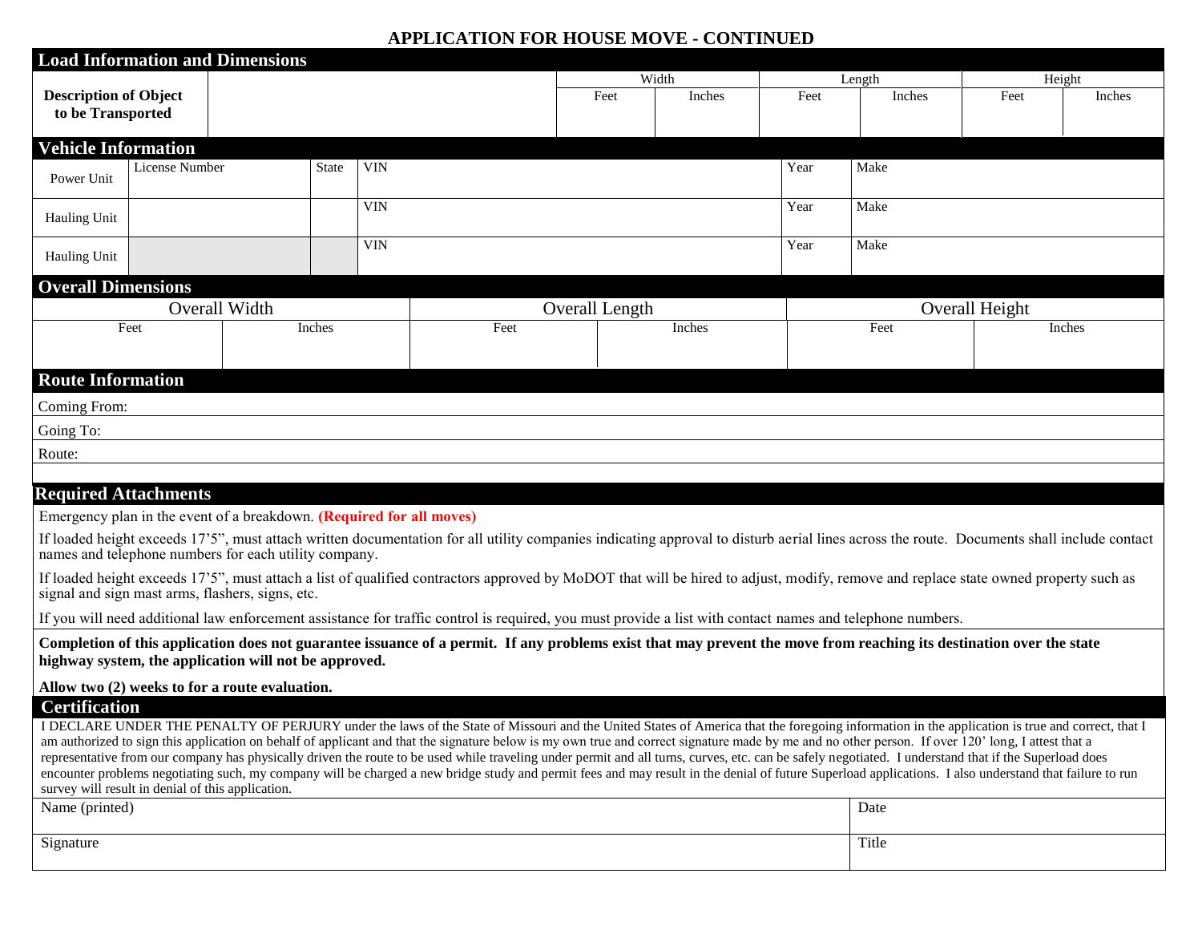# APPLICATION FOR HOUSE MOVE - CONTINUED

## Load Information and Dimensions

| Description of Object to be Transported | | Width | | Length | | Height | |
|---|---|---|---|---|---|---|---|
| | | Feet | Inches | Feet | Inches | Feet | Inches |
| | | | | | | | |

## Vehicle Information

| | License Number | State | VIN | Year | Make |
|---|---|---|---|---|---|
| Power Unit | | | | | |
| Hauling Unit | | | VIN | Year | Make |
| Hauling Unit | | | VIN | Year | Make |

## Overall Dimensions

| Overall Width | | Overall Length | | Overall Height | |
|---|---|---|---|---|---|
| Feet | Inches | Feet | Inches | Feet | Inches |
| | | | | | |

## Route Information

Coming From:

Going To:

Route:

## Required Attachments

Emergency plan in the event of a breakdown. **(Required for all moves)**

If loaded height exceeds 17'5", must attach written documentation for all utility companies indicating approval to disturb aerial lines across the route. Documents shall include contact names and telephone numbers for each utility company.

If loaded height exceeds 17'5", must attach a list of qualified contractors approved by MoDOT that will be hired to adjust, modify, remove and replace state owned property such as signal and sign mast arms, flashers, signs, etc.

If you will need additional law enforcement assistance for traffic control is required, you must provide a list with contact names and telephone numbers.

**Completion of this application does not guarantee issuance of a permit. If any problems exist that may prevent the move from reaching its destination over the state highway system, the application will not be approved.**

**Allow two (2) weeks to for a route evaluation.**

## Certification

I DECLARE UNDER THE PENALTY OF PERJURY under the laws of the State of Missouri and the United States of America that the foregoing information in the application is true and correct, that I am authorized to sign this application on behalf of applicant and that the signature below is my own true and correct signature made by me and no other person. If over 120' long, I attest that a representative from our company has physically driven the route to be used while traveling under permit and all turns, curves, etc. can be safely negotiated. I understand that if the Superload does encounter problems negotiating such, my company will be charged a new bridge study and permit fees and may result in the denial of future Superload applications. I also understand that failure to run survey will result in denial of this application.

| | |
|---|---|
| Name (printed) | Date |
| Signature | Title |